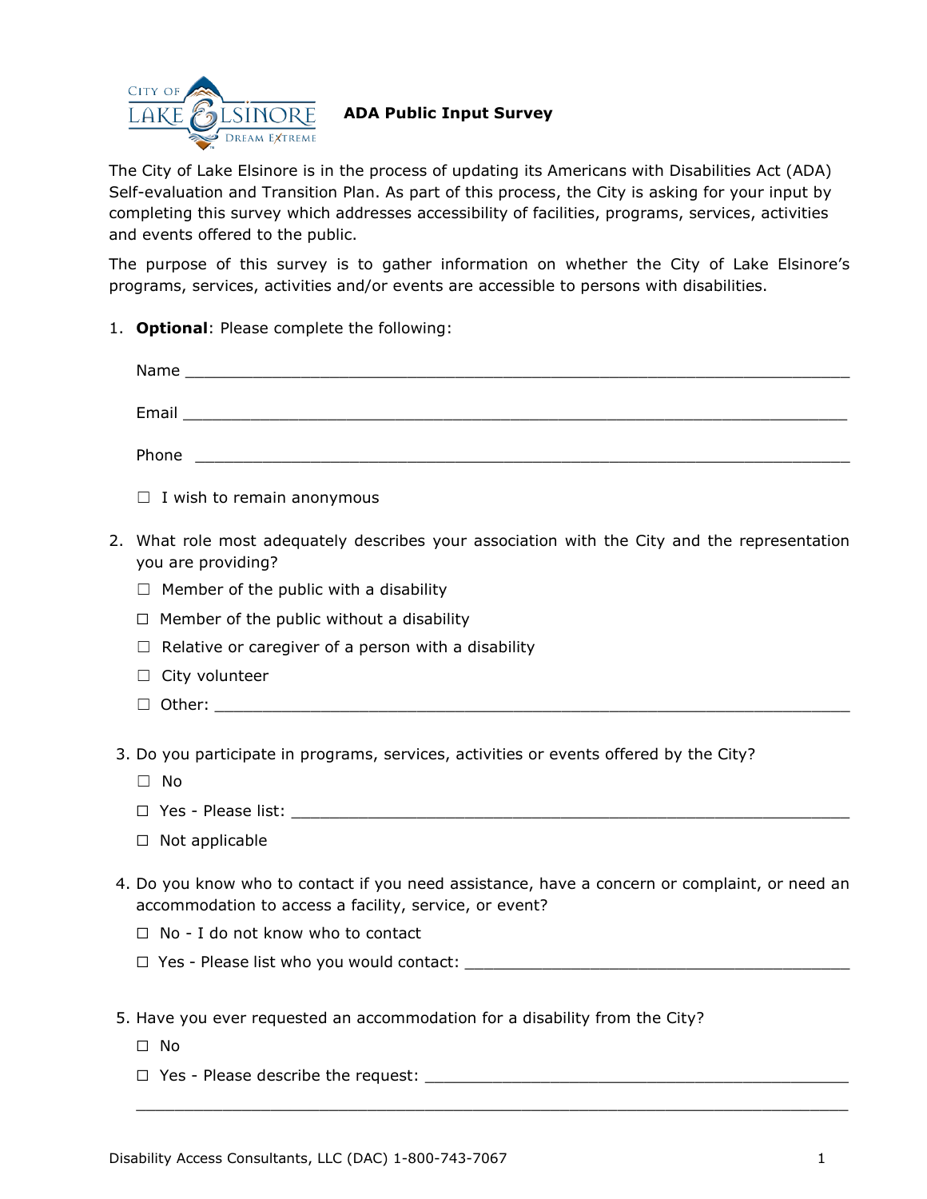**ADA Public Input Survey**

The City of Lake Elsinore is in the process of updating its Americans with Disabilities Act (ADA) Self-evaluation and Transition Plan. As part of this process, the City is asking for your input by completing this survey which addresses accessibility of facilities, programs, services, activities and events offered to the public.

The purpose of this survey is to gather information on whether the City of Lake Elsinore's programs, services, activities and/or events are accessible to persons with disabilities.

1. **Optional**: Please complete the following:

   Name ______________________________________________________________________

   Email ______________________________________________________________________

   Phone ______________________________________________________________________

   ☐ I wish to remain anonymous

2. What role most adequately describes your association with the City and the representation you are providing?

   ☐ Member of the public with a disability

   ☐ Member of the public without a disability

   ☐ Relative or caregiver of a person with a disability

   ☐ City volunteer

   ☐ Other: ____________________________________________________________________

3. Do you participate in programs, services, activities or events offered by the City?

   ☐ No

   ☐ Yes - Please list: ____________________________________________________________

   ☐ Not applicable

4. Do you know who to contact if you need assistance, have a concern or complaint, or need an accommodation to access a facility, service, or event?

   ☐ No - I do not know who to contact

   ☐ Yes - Please list who you would contact: ________________________________________

5. Have you ever requested an accommodation for a disability from the City?

   ☐ No

   ☐ Yes - Please describe the request: ____________________________________________

   ____________________________________________________________________________

Disability Access Consultants, LLC (DAC) 1-800-743-7067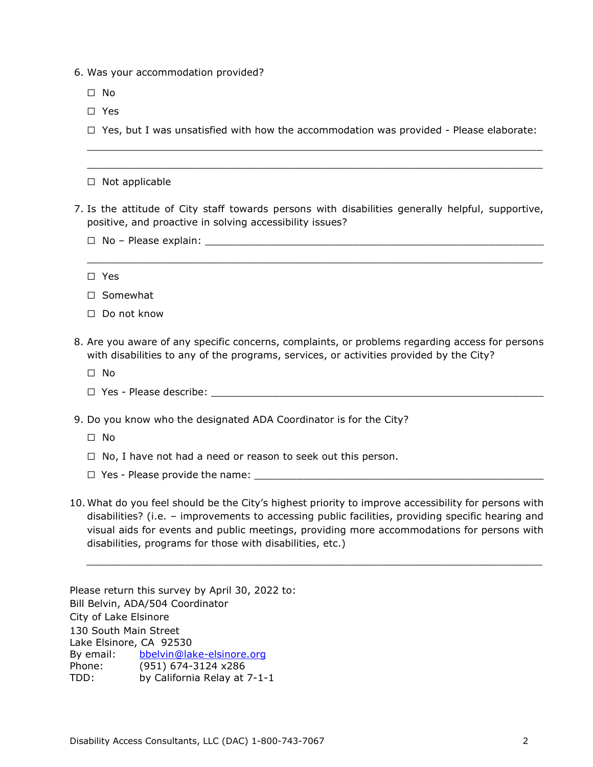6. Was your accommodation provided?

   ☐ No

   ☐ Yes

   ☐ Yes, but I was unsatisfied with how the accommodation was provided - Please elaborate:

   ___________________________________________________________________________

   ___________________________________________________________________________

   ☐ Not applicable

7. Is the attitude of City staff towards persons with disabilities generally helpful, supportive, positive, and proactive in solving accessibility issues?

   ☐ No – Please explain: ____________________________________________________

   ___________________________________________________________________________

   ☐ Yes

   ☐ Somewhat

   ☐ Do not know

8. Are you aware of any specific concerns, complaints, or problems regarding access for persons with disabilities to any of the programs, services, or activities provided by the City?

   ☐ No

   ☐ Yes - Please describe: ___________________________________________________

9. Do you know who the designated ADA Coordinator is for the City?

   ☐ No

   ☐ No, I have not had a need or reason to seek out this person.

   ☐ Yes - Please provide the name: ____________________________________________

10. What do you feel should be the City's highest priority to improve accessibility for persons with disabilities? (i.e. – improvements to accessing public facilities, providing specific hearing and visual aids for events and public meetings, providing more accommodations for persons with disabilities, programs for those with disabilities, etc.)

    ___________________________________________________________________________

Please return this survey by April 30, 2022 to:
Bill Belvin, ADA/504 Coordinator
City of Lake Elsinore
130 South Main Street
Lake Elsinore, CA 92530
By email: bbelvin@lake-elsinore.org
Phone: (951) 674-3124 x286
TDD: by California Relay at 7-1-1

Disability Access Consultants, LLC (DAC) 1-800-743-7067